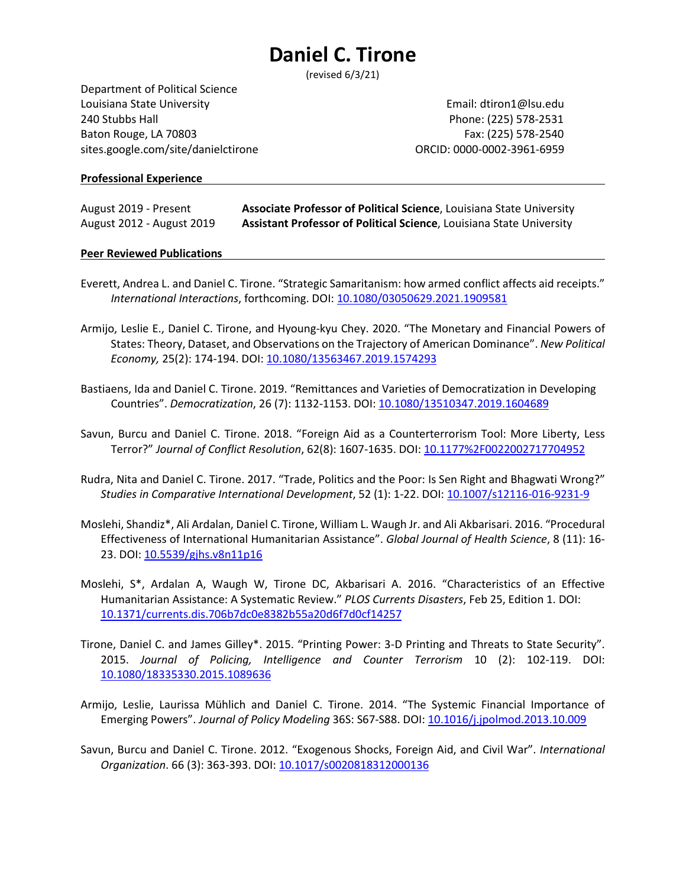# Daniel C. Tirone

(revised 6/3/21)

Department of Political Science
Louisiana State University
240 Stubbs Hall
Baton Rouge, LA 70803
sites.google.com/site/danielctirone

Email: dtiron1@lsu.edu
Phone: (225) 578-2531
Fax: (225) 578-2540
ORCID: 0000-0002-3961-6959

## Professional Experience

August 2019 - Present **Associate Professor of Political Science**, Louisiana State University
August 2012 - August 2019 **Assistant Professor of Political Science**, Louisiana State University

## Peer Reviewed Publications

Everett, Andrea L. and Daniel C. Tirone. "Strategic Samaritanism: how armed conflict affects aid receipts." *International Interactions*, forthcoming. DOI: 10.1080/03050629.2021.1909581

Armijo, Leslie E., Daniel C. Tirone, and Hyoung-kyu Chey. 2020. "The Monetary and Financial Powers of States: Theory, Dataset, and Observations on the Trajectory of American Dominance". *New Political Economy,* 25(2): 174-194. DOI: 10.1080/13563467.2019.1574293

Bastiaens, Ida and Daniel C. Tirone. 2019. "Remittances and Varieties of Democratization in Developing Countries". *Democratization*, 26 (7): 1132-1153. DOI: 10.1080/13510347.2019.1604689

Savun, Burcu and Daniel C. Tirone. 2018. "Foreign Aid as a Counterterrorism Tool: More Liberty, Less Terror?" *Journal of Conflict Resolution*, 62(8): 1607-1635. DOI: 10.1177%2F0022002717704952

Rudra, Nita and Daniel C. Tirone. 2017. "Trade, Politics and the Poor: Is Sen Right and Bhagwati Wrong?" *Studies in Comparative International Development*, 52 (1): 1-22. DOI: 10.1007/s12116-016-9231-9

Moslehi, Shandiz*, Ali Ardalan, Daniel C. Tirone, William L. Waugh Jr. and Ali Akbarisari. 2016. "Procedural Effectiveness of International Humanitarian Assistance". *Global Journal of Health Science*, 8 (11): 16-23. DOI: 10.5539/gjhs.v8n11p16

Moslehi, S*, Ardalan A, Waugh W, Tirone DC, Akbarisari A. 2016. "Characteristics of an Effective Humanitarian Assistance: A Systematic Review." *PLOS Currents Disasters*, Feb 25, Edition 1. DOI: 10.1371/currents.dis.706b7dc0e8382b55a20d6f7d0cf14257

Tirone, Daniel C. and James Gilley*. 2015. "Printing Power: 3-D Printing and Threats to State Security". 2015. *Journal of Policing, Intelligence and Counter Terrorism* 10 (2): 102-119. DOI: 10.1080/18335330.2015.1089636

Armijo, Leslie, Laurissa Mühlich and Daniel C. Tirone. 2014. "The Systemic Financial Importance of Emerging Powers". *Journal of Policy Modeling* 36S: S67-S88. DOI: 10.1016/j.jpolmod.2013.10.009

Savun, Burcu and Daniel C. Tirone. 2012. "Exogenous Shocks, Foreign Aid, and Civil War". *International Organization*. 66 (3): 363-393. DOI: 10.1017/s0020818312000136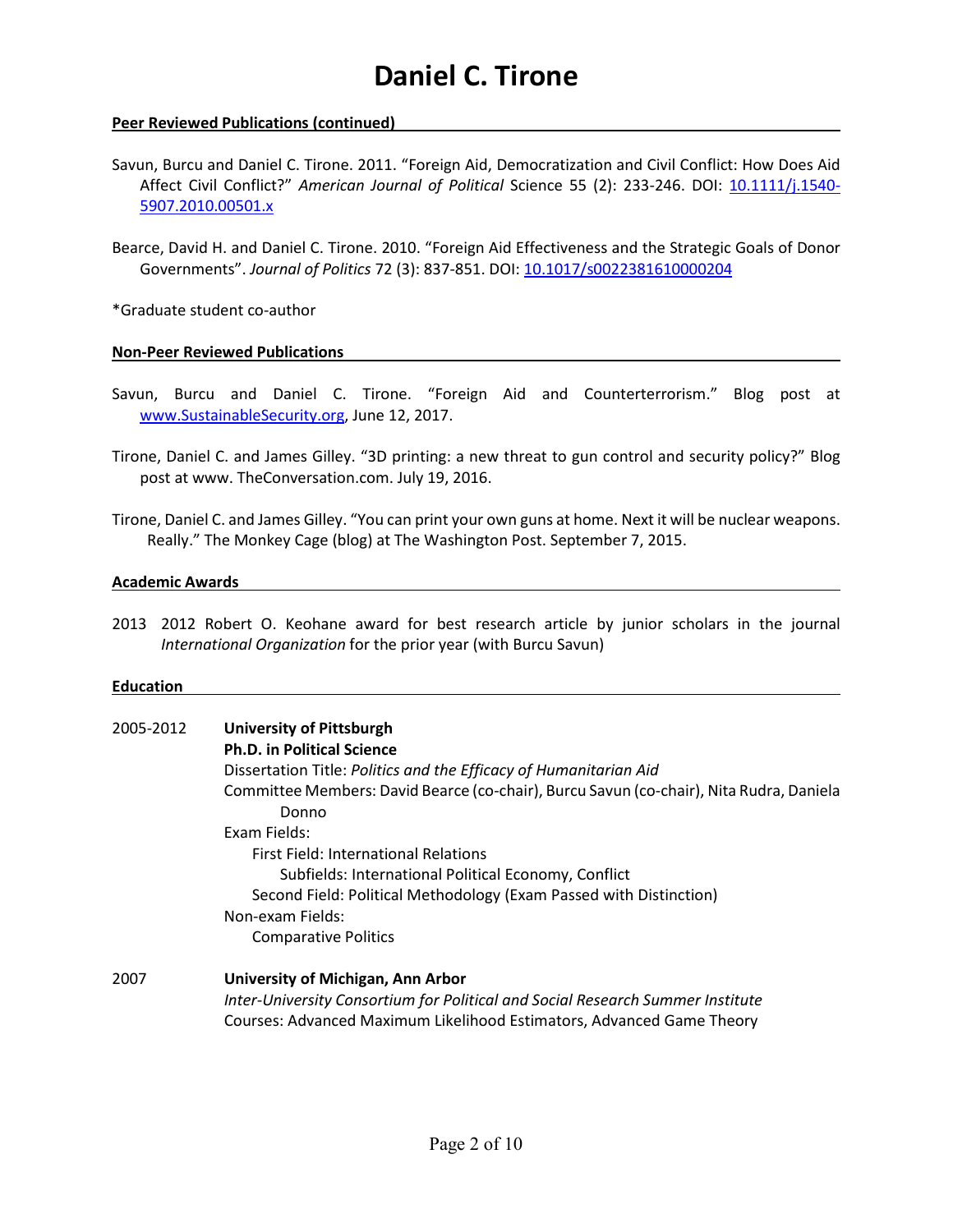## Peer Reviewed Publications (continued)

Savun, Burcu and Daniel C. Tirone. 2011. "Foreign Aid, Democratization and Civil Conflict: How Does Aid Affect Civil Conflict?" *American Journal of Political* Science 55 (2): 233-246. DOI: [10.1111/j.1540-5907.2010.00501.x](https://doi.org/10.1111/j.1540-5907.2010.00501.x)

Bearce, David H. and Daniel C. Tirone. 2010. "Foreign Aid Effectiveness and the Strategic Goals of Donor Governments". *Journal of Politics* 72 (3): 837-851. DOI: [10.1017/s0022381610000204](https://doi.org/10.1017/s0022381610000204)

*Graduate student co-author

## Non-Peer Reviewed Publications

Savun, Burcu and Daniel C. Tirone. "Foreign Aid and Counterterrorism." Blog post at [www.SustainableSecurity.org](http://www.SustainableSecurity.org), June 12, 2017.

Tirone, Daniel C. and James Gilley. "3D printing: a new threat to gun control and security policy?" Blog post at www. TheConversation.com. July 19, 2016.

Tirone, Daniel C. and James Gilley. "You can print your own guns at home. Next it will be nuclear weapons. Really." The Monkey Cage (blog) at The Washington Post. September 7, 2015.

## Academic Awards

2013 2012 Robert O. Keohane award for best research article by junior scholars in the journal *International Organization* for the prior year (with Burcu Savun)

## Education

2005-2012 **University of Pittsburgh**
**Ph.D. in Political Science**
Dissertation Title: *Politics and the Efficacy of Humanitarian Aid*
Committee Members: David Bearce (co-chair), Burcu Savun (co-chair), Nita Rudra, Daniela Donno
Exam Fields:
- First Field: International Relations
  - Subfields: International Political Economy, Conflict
- Second Field: Political Methodology (Exam Passed with Distinction)

Non-exam Fields:
- Comparative Politics

2007 **University of Michigan, Ann Arbor**
*Inter-University Consortium for Political and Social Research Summer Institute*
Courses: Advanced Maximum Likelihood Estimators, Advanced Game Theory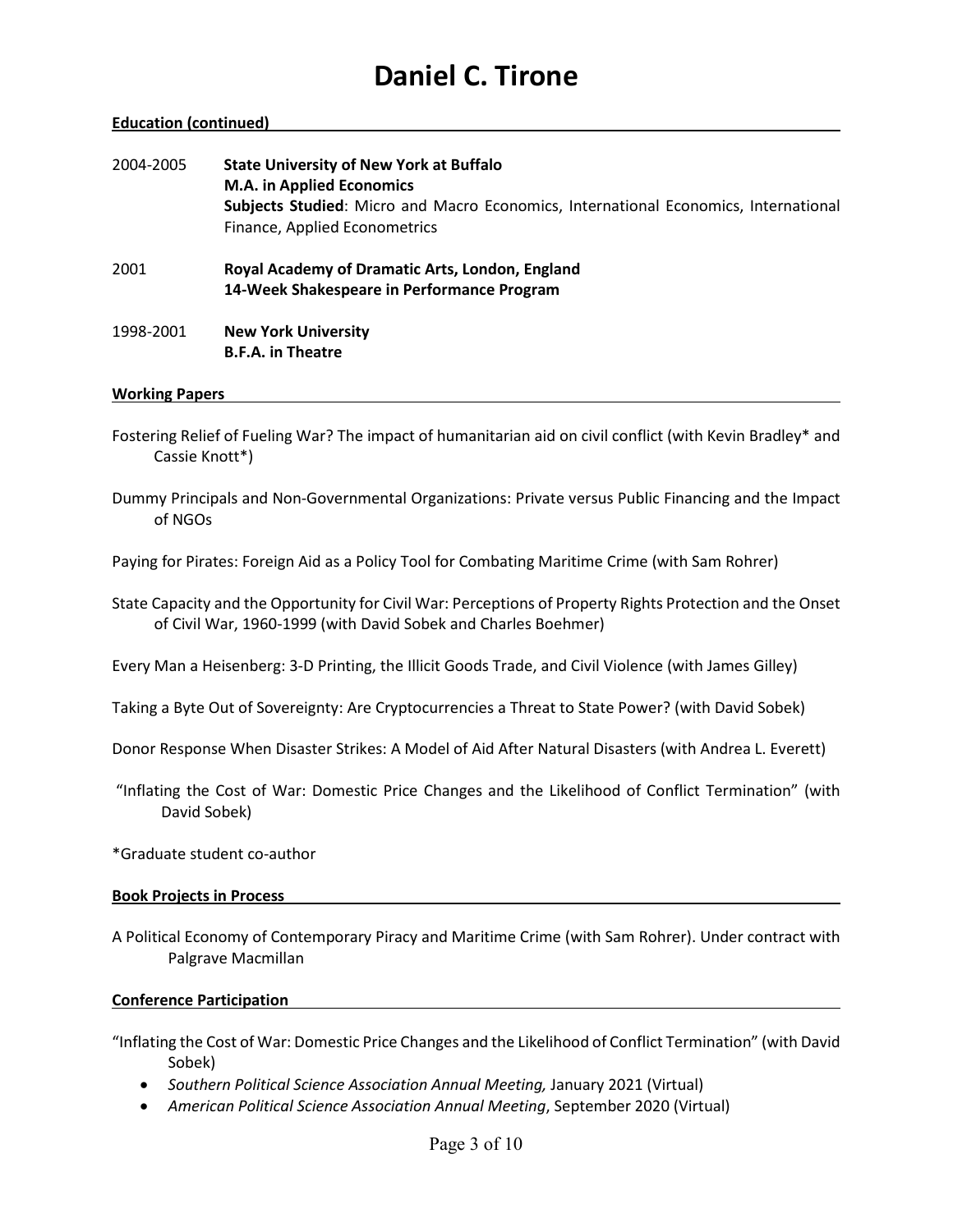# Daniel C. Tirone

**Education (continued)**

2004-2005 **State University of New York at Buffalo**
**M.A. in Applied Economics**
**Subjects Studied**: Micro and Macro Economics, International Economics, International Finance, Applied Econometrics

2001 **Royal Academy of Dramatic Arts, London, England**
**14-Week Shakespeare in Performance Program**

1998-2001 **New York University**
**B.F.A. in Theatre**

**Working Papers**

Fostering Relief of Fueling War? The impact of humanitarian aid on civil conflict (with Kevin Bradley* and Cassie Knott*)

Dummy Principals and Non-Governmental Organizations: Private versus Public Financing and the Impact of NGOs

Paying for Pirates: Foreign Aid as a Policy Tool for Combating Maritime Crime (with Sam Rohrer)

State Capacity and the Opportunity for Civil War: Perceptions of Property Rights Protection and the Onset of Civil War, 1960-1999 (with David Sobek and Charles Boehmer)

Every Man a Heisenberg: 3-D Printing, the Illicit Goods Trade, and Civil Violence (with James Gilley)

Taking a Byte Out of Sovereignty: Are Cryptocurrencies a Threat to State Power? (with David Sobek)

Donor Response When Disaster Strikes: A Model of Aid After Natural Disasters (with Andrea L. Everett)

"Inflating the Cost of War: Domestic Price Changes and the Likelihood of Conflict Termination" (with David Sobek)

*Graduate student co-author

**Book Projects in Process**

A Political Economy of Contemporary Piracy and Maritime Crime (with Sam Rohrer). Under contract with Palgrave Macmillan

**Conference Participation**

"Inflating the Cost of War: Domestic Price Changes and the Likelihood of Conflict Termination" (with David Sobek)

- *Southern Political Science Association Annual Meeting,* January 2021 (Virtual)
- *American Political Science Association Annual Meeting*, September 2020 (Virtual)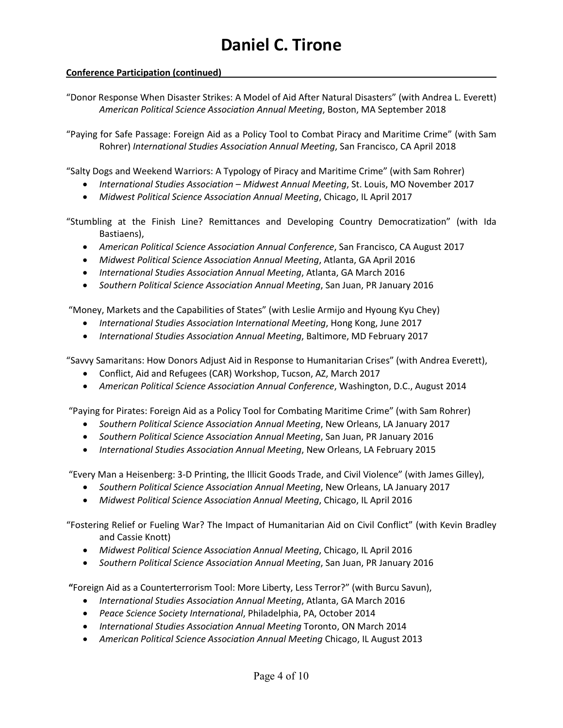**Conference Participation (continued)**

"Donor Response When Disaster Strikes: A Model of Aid After Natural Disasters" (with Andrea L. Everett) *American Political Science Association Annual Meeting*, Boston, MA September 2018

"Paying for Safe Passage: Foreign Aid as a Policy Tool to Combat Piracy and Maritime Crime" (with Sam Rohrer) *International Studies Association Annual Meeting*, San Francisco, CA April 2018

"Salty Dogs and Weekend Warriors: A Typology of Piracy and Maritime Crime" (with Sam Rohrer)

- *International Studies Association – Midwest Annual Meeting*, St. Louis, MO November 2017
- *Midwest Political Science Association Annual Meeting*, Chicago, IL April 2017

"Stumbling at the Finish Line? Remittances and Developing Country Democratization" (with Ida Bastiaens),

- *American Political Science Association Annual Conference*, San Francisco, CA August 2017
- *Midwest Political Science Association Annual Meeting*, Atlanta, GA April 2016
- *International Studies Association Annual Meeting*, Atlanta, GA March 2016
- *Southern Political Science Association Annual Meeting*, San Juan, PR January 2016

"Money, Markets and the Capabilities of States" (with Leslie Armijo and Hyoung Kyu Chey)

- *International Studies Association International Meeting*, Hong Kong, June 2017
- *International Studies Association Annual Meeting*, Baltimore, MD February 2017

"Savvy Samaritans: How Donors Adjust Aid in Response to Humanitarian Crises" (with Andrea Everett),

- Conflict, Aid and Refugees (CAR) Workshop, Tucson, AZ, March 2017
- *American Political Science Association Annual Conference*, Washington, D.C., August 2014

"Paying for Pirates: Foreign Aid as a Policy Tool for Combating Maritime Crime" (with Sam Rohrer)

- *Southern Political Science Association Annual Meeting*, New Orleans, LA January 2017
- *Southern Political Science Association Annual Meeting*, San Juan, PR January 2016
- *International Studies Association Annual Meeting*, New Orleans, LA February 2015

"Every Man a Heisenberg: 3-D Printing, the Illicit Goods Trade, and Civil Violence" (with James Gilley),

- *Southern Political Science Association Annual Meeting*, New Orleans, LA January 2017
- *Midwest Political Science Association Annual Meeting*, Chicago, IL April 2016

"Fostering Relief or Fueling War? The Impact of Humanitarian Aid on Civil Conflict" (with Kevin Bradley and Cassie Knott)

- *Midwest Political Science Association Annual Meeting*, Chicago, IL April 2016
- *Southern Political Science Association Annual Meeting*, San Juan, PR January 2016

"Foreign Aid as a Counterterrorism Tool: More Liberty, Less Terror?" (with Burcu Savun),

- *International Studies Association Annual Meeting*, Atlanta, GA March 2016
- *Peace Science Society International*, Philadelphia, PA, October 2014
- *International Studies Association Annual Meeting* Toronto, ON March 2014
- *American Political Science Association Annual Meeting* Chicago, IL August 2013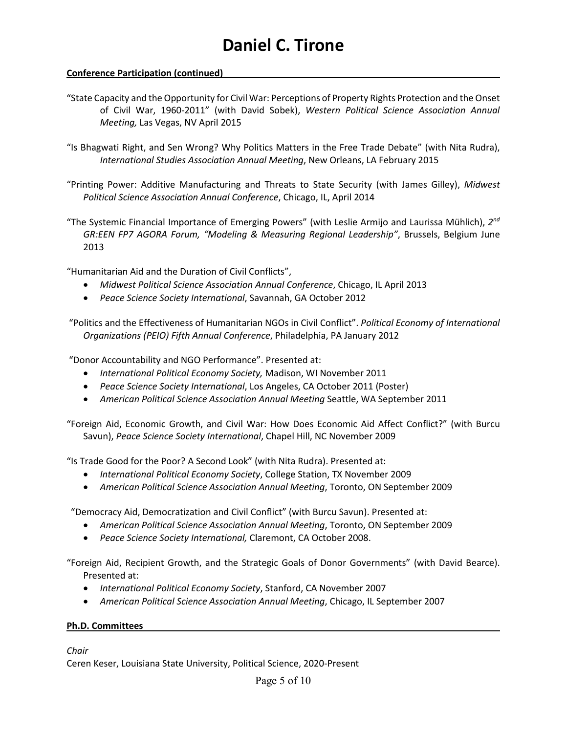**Conference Participation (continued)**

"State Capacity and the Opportunity for Civil War: Perceptions of Property Rights Protection and the Onset of Civil War, 1960-2011" (with David Sobek), *Western Political Science Association Annual Meeting,* Las Vegas, NV April 2015

"Is Bhagwati Right, and Sen Wrong? Why Politics Matters in the Free Trade Debate" (with Nita Rudra), *International Studies Association Annual Meeting*, New Orleans, LA February 2015

"Printing Power: Additive Manufacturing and Threats to State Security (with James Gilley), *Midwest Political Science Association Annual Conference*, Chicago, IL, April 2014

"The Systemic Financial Importance of Emerging Powers" (with Leslie Armijo and Laurissa Mühlich), *2nd GR:EEN FP7 AGORA Forum, "Modeling & Measuring Regional Leadership"*, Brussels, Belgium June 2013

"Humanitarian Aid and the Duration of Civil Conflicts",

- *Midwest Political Science Association Annual Conference*, Chicago, IL April 2013
- *Peace Science Society International*, Savannah, GA October 2012

"Politics and the Effectiveness of Humanitarian NGOs in Civil Conflict". *Political Economy of International Organizations (PEIO) Fifth Annual Conference*, Philadelphia, PA January 2012

"Donor Accountability and NGO Performance". Presented at:

- *International Political Economy Society,* Madison, WI November 2011
- *Peace Science Society International*, Los Angeles, CA October 2011 (Poster)
- *American Political Science Association Annual Meeting* Seattle, WA September 2011

"Foreign Aid, Economic Growth, and Civil War: How Does Economic Aid Affect Conflict?" (with Burcu Savun), *Peace Science Society International*, Chapel Hill, NC November 2009

"Is Trade Good for the Poor? A Second Look" (with Nita Rudra). Presented at:

- *International Political Economy Society*, College Station, TX November 2009
- *American Political Science Association Annual Meeting*, Toronto, ON September 2009

"Democracy Aid, Democratization and Civil Conflict" (with Burcu Savun). Presented at:

- *American Political Science Association Annual Meeting*, Toronto, ON September 2009
- *Peace Science Society International,* Claremont, CA October 2008.

"Foreign Aid, Recipient Growth, and the Strategic Goals of Donor Governments" (with David Bearce). Presented at:

- *International Political Economy Society*, Stanford, CA November 2007
- *American Political Science Association Annual Meeting*, Chicago, IL September 2007

**Ph.D. Committees**

*Chair*

Ceren Keser, Louisiana State University, Political Science, 2020-Present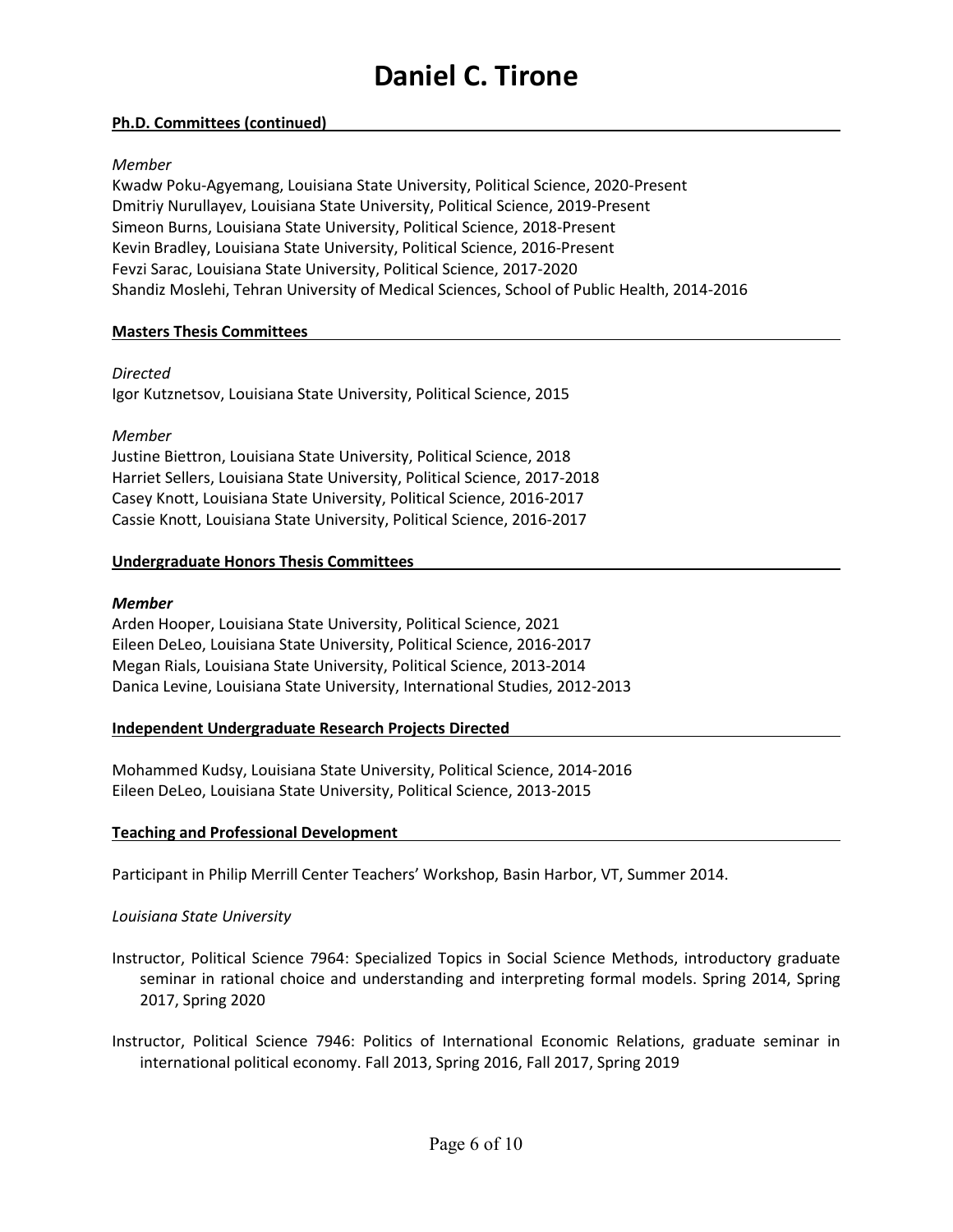## Ph.D. Committees (continued)

*Member*

Kwadw Poku-Agyemang, Louisiana State University, Political Science, 2020-Present
Dmitriy Nurullayev, Louisiana State University, Political Science, 2019-Present
Simeon Burns, Louisiana State University, Political Science, 2018-Present
Kevin Bradley, Louisiana State University, Political Science, 2016-Present
Fevzi Sarac, Louisiana State University, Political Science, 2017-2020
Shandiz Moslehi, Tehran University of Medical Sciences, School of Public Health, 2014-2016

## Masters Thesis Committees

*Directed*

Igor Kutznetsov, Louisiana State University, Political Science, 2015

*Member*

Justine Biettron, Louisiana State University, Political Science, 2018
Harriet Sellers, Louisiana State University, Political Science, 2017-2018
Casey Knott, Louisiana State University, Political Science, 2016-2017
Cassie Knott, Louisiana State University, Political Science, 2016-2017

## Undergraduate Honors Thesis Committees

***Member***

Arden Hooper, Louisiana State University, Political Science, 2021
Eileen DeLeo, Louisiana State University, Political Science, 2016-2017
Megan Rials, Louisiana State University, Political Science, 2013-2014
Danica Levine, Louisiana State University, International Studies, 2012-2013

## Independent Undergraduate Research Projects Directed

Mohammed Kudsy, Louisiana State University, Political Science, 2014-2016
Eileen DeLeo, Louisiana State University, Political Science, 2013-2015

## Teaching and Professional Development

Participant in Philip Merrill Center Teachers' Workshop, Basin Harbor, VT, Summer 2014.

*Louisiana State University*

Instructor, Political Science 7964: Specialized Topics in Social Science Methods, introductory graduate seminar in rational choice and understanding and interpreting formal models. Spring 2014, Spring 2017, Spring 2020

Instructor, Political Science 7946: Politics of International Economic Relations, graduate seminar in international political economy. Fall 2013, Spring 2016, Fall 2017, Spring 2019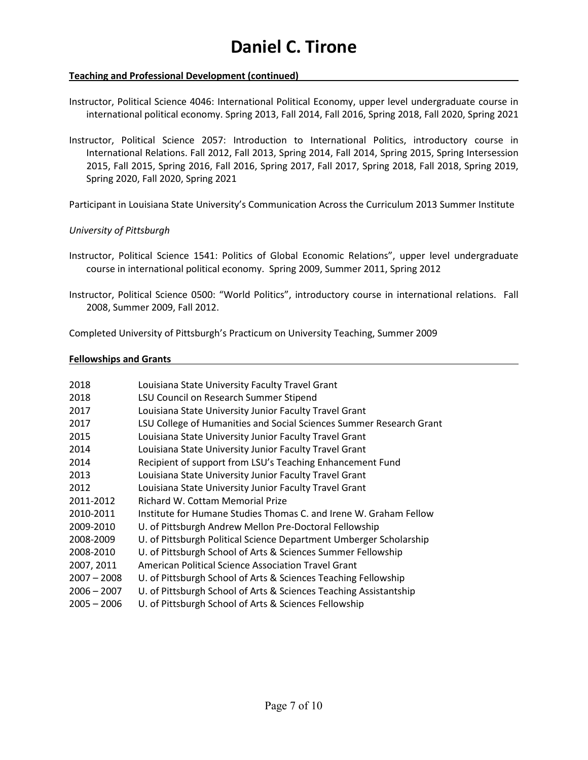# Daniel C. Tirone

**Teaching and Professional Development (continued)**

Instructor, Political Science 4046: International Political Economy, upper level undergraduate course in international political economy. Spring 2013, Fall 2014, Fall 2016, Spring 2018, Fall 2020, Spring 2021

Instructor, Political Science 2057: Introduction to International Politics, introductory course in International Relations. Fall 2012, Fall 2013, Spring 2014, Fall 2014, Spring 2015, Spring Intersession 2015, Fall 2015, Spring 2016, Fall 2016, Spring 2017, Fall 2017, Spring 2018, Fall 2018, Spring 2019, Spring 2020, Fall 2020, Spring 2021

Participant in Louisiana State University's Communication Across the Curriculum 2013 Summer Institute

*University of Pittsburgh*

Instructor, Political Science 1541: Politics of Global Economic Relations", upper level undergraduate course in international political economy. Spring 2009, Summer 2011, Spring 2012

Instructor, Political Science 0500: "World Politics", introductory course in international relations. Fall 2008, Summer 2009, Fall 2012.

Completed University of Pittsburgh's Practicum on University Teaching, Summer 2009

**Fellowships and Grants**

| | |
|---|---|
| 2018 | Louisiana State University Faculty Travel Grant |
| 2018 | LSU Council on Research Summer Stipend |
| 2017 | Louisiana State University Junior Faculty Travel Grant |
| 2017 | LSU College of Humanities and Social Sciences Summer Research Grant |
| 2015 | Louisiana State University Junior Faculty Travel Grant |
| 2014 | Louisiana State University Junior Faculty Travel Grant |
| 2014 | Recipient of support from LSU's Teaching Enhancement Fund |
| 2013 | Louisiana State University Junior Faculty Travel Grant |
| 2012 | Louisiana State University Junior Faculty Travel Grant |
| 2011-2012 | Richard W. Cottam Memorial Prize |
| 2010-2011 | Institute for Humane Studies Thomas C. and Irene W. Graham Fellow |
| 2009-2010 | U. of Pittsburgh Andrew Mellon Pre-Doctoral Fellowship |
| 2008-2009 | U. of Pittsburgh Political Science Department Umberger Scholarship |
| 2008-2010 | U. of Pittsburgh School of Arts & Sciences Summer Fellowship |
| 2007, 2011 | American Political Science Association Travel Grant |
| 2007 – 2008 | U. of Pittsburgh School of Arts & Sciences Teaching Fellowship |
| 2006 – 2007 | U. of Pittsburgh School of Arts & Sciences Teaching Assistantship |
| 2005 – 2006 | U. of Pittsburgh School of Arts & Sciences Fellowship |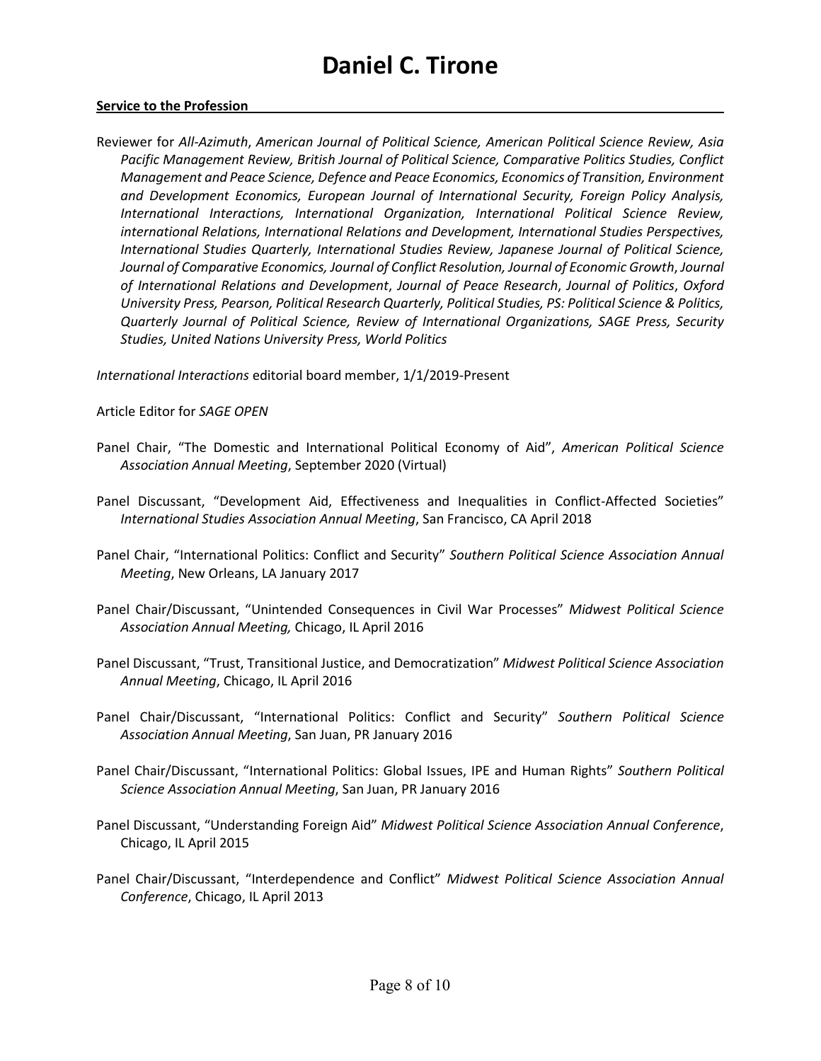**Service to the Profession**

Reviewer for *All-Azimuth*, *American Journal of Political Science, American Political Science Review, Asia Pacific Management Review, British Journal of Political Science, Comparative Politics Studies, Conflict Management and Peace Science, Defence and Peace Economics, Economics of Transition, Environment and Development Economics, European Journal of International Security, Foreign Policy Analysis, International Interactions, International Organization, International Political Science Review, international Relations, International Relations and Development, International Studies Perspectives, International Studies Quarterly, International Studies Review, Japanese Journal of Political Science, Journal of Comparative Economics, Journal of Conflict Resolution, Journal of Economic Growth*, *Journal of International Relations and Development*, *Journal of Peace Research*, *Journal of Politics*, *Oxford University Press, Pearson, Political Research Quarterly, Political Studies, PS: Political Science & Politics, Quarterly Journal of Political Science, Review of International Organizations, SAGE Press, Security Studies, United Nations University Press, World Politics*

*International Interactions* editorial board member, 1/1/2019-Present

Article Editor for *SAGE OPEN*

Panel Chair, "The Domestic and International Political Economy of Aid", *American Political Science Association Annual Meeting*, September 2020 (Virtual)

Panel Discussant, "Development Aid, Effectiveness and Inequalities in Conflict-Affected Societies" *International Studies Association Annual Meeting*, San Francisco, CA April 2018

Panel Chair, "International Politics: Conflict and Security" *Southern Political Science Association Annual Meeting*, New Orleans, LA January 2017

Panel Chair/Discussant, "Unintended Consequences in Civil War Processes" *Midwest Political Science Association Annual Meeting,* Chicago, IL April 2016

Panel Discussant, "Trust, Transitional Justice, and Democratization" *Midwest Political Science Association Annual Meeting*, Chicago, IL April 2016

Panel Chair/Discussant, "International Politics: Conflict and Security" *Southern Political Science Association Annual Meeting*, San Juan, PR January 2016

Panel Chair/Discussant, "International Politics: Global Issues, IPE and Human Rights" *Southern Political Science Association Annual Meeting*, San Juan, PR January 2016

Panel Discussant, "Understanding Foreign Aid" *Midwest Political Science Association Annual Conference*, Chicago, IL April 2015

Panel Chair/Discussant, "Interdependence and Conflict" *Midwest Political Science Association Annual Conference*, Chicago, IL April 2013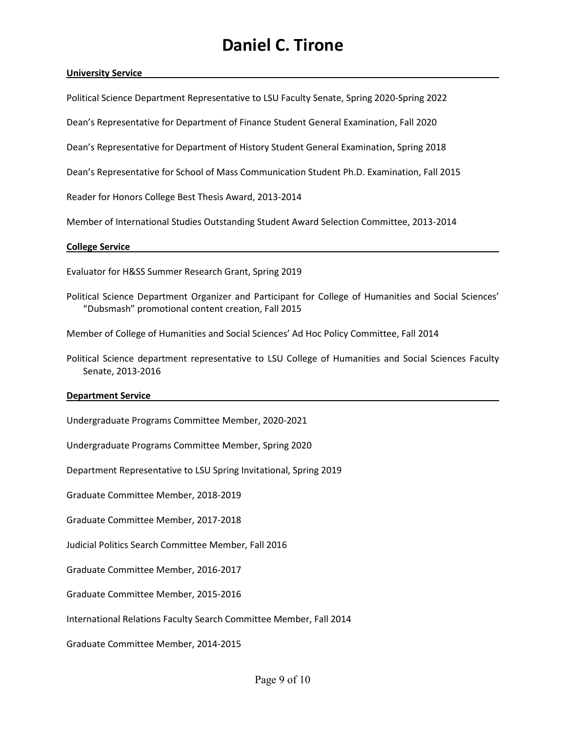**University Service**

Political Science Department Representative to LSU Faculty Senate, Spring 2020-Spring 2022

Dean's Representative for Department of Finance Student General Examination, Fall 2020

Dean's Representative for Department of History Student General Examination, Spring 2018

Dean's Representative for School of Mass Communication Student Ph.D. Examination, Fall 2015

Reader for Honors College Best Thesis Award, 2013-2014

Member of International Studies Outstanding Student Award Selection Committee, 2013-2014

**College Service**

Evaluator for H&SS Summer Research Grant, Spring 2019

Political Science Department Organizer and Participant for College of Humanities and Social Sciences' "Dubsmash" promotional content creation, Fall 2015

Member of College of Humanities and Social Sciences' Ad Hoc Policy Committee, Fall 2014

Political Science department representative to LSU College of Humanities and Social Sciences Faculty Senate, 2013-2016

**Department Service**

Undergraduate Programs Committee Member, 2020-2021

Undergraduate Programs Committee Member, Spring 2020

Department Representative to LSU Spring Invitational, Spring 2019

Graduate Committee Member, 2018-2019

Graduate Committee Member, 2017-2018

Judicial Politics Search Committee Member, Fall 2016

Graduate Committee Member, 2016-2017

Graduate Committee Member, 2015-2016

International Relations Faculty Search Committee Member, Fall 2014

Graduate Committee Member, 2014-2015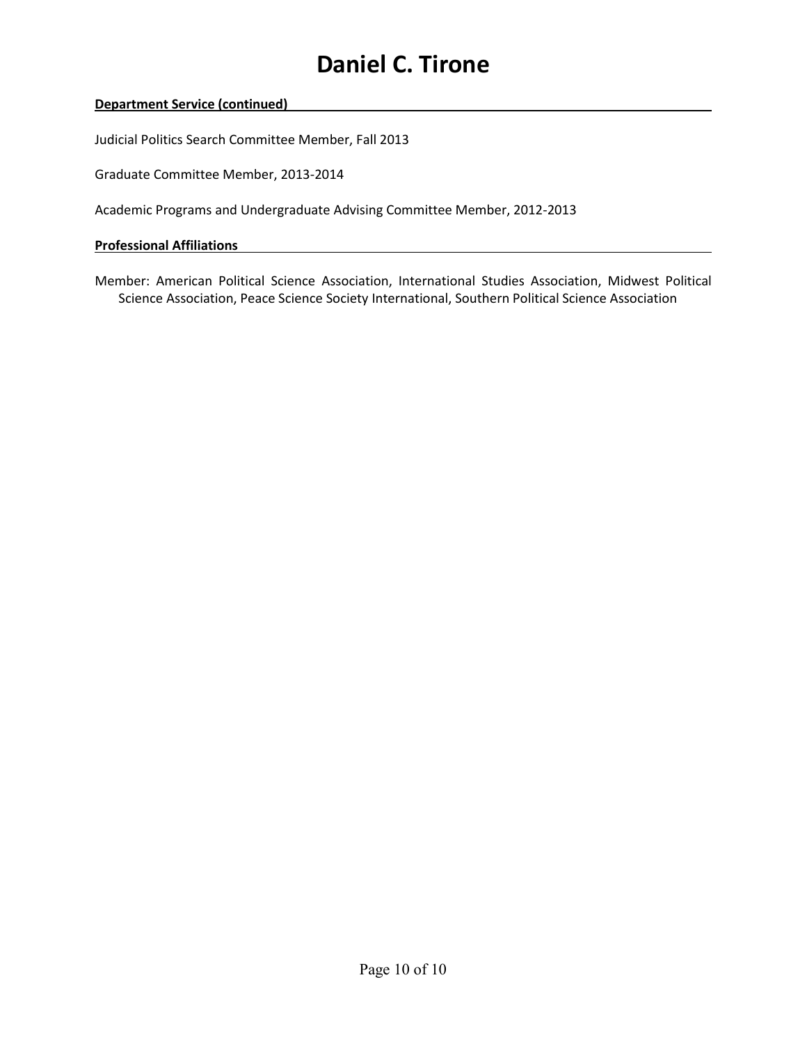## Department Service (continued)

Judicial Politics Search Committee Member, Fall 2013

Graduate Committee Member, 2013-2014

Academic Programs and Undergraduate Advising Committee Member, 2012-2013

## Professional Affiliations

Member: American Political Science Association, International Studies Association, Midwest Political Science Association, Peace Science Society International, Southern Political Science Association